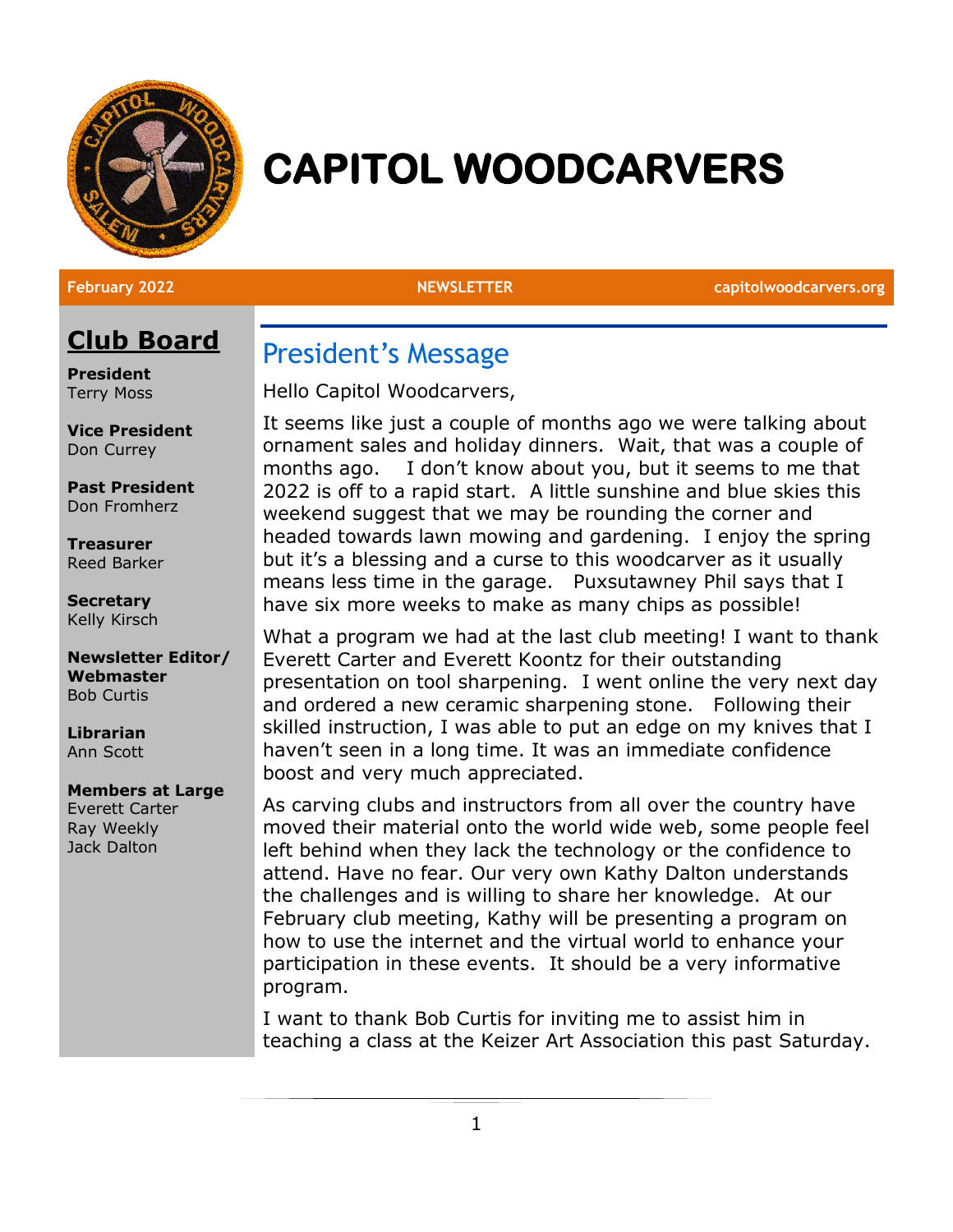# CAPITOL WOODCARVERS

**February 2022** NEWSLETTER capitolwoodcarvers.org

## Club Board

**President**
Terry Moss

**Vice President**
Don Currey

**Past President**
Don Fromherz

**Treasurer**
Reed Barker

**Secretary**
Kelly Kirsch

**Newsletter Editor/ Webmaster**
Bob Curtis

**Librarian**
Ann Scott

**Members at Large**
Everett Carter
Ray Weekly
Jack Dalton

## President's Message

Hello Capitol Woodcarvers,

It seems like just a couple of months ago we were talking about ornament sales and holiday dinners. Wait, that was a couple of months ago. I don't know about you, but it seems to me that 2022 is off to a rapid start. A little sunshine and blue skies this weekend suggest that we may be rounding the corner and headed towards lawn mowing and gardening. I enjoy the spring but it's a blessing and a curse to this woodcarver as it usually means less time in the garage. Puxsutawney Phil says that I have six more weeks to make as many chips as possible!

What a program we had at the last club meeting! I want to thank Everett Carter and Everett Koontz for their outstanding presentation on tool sharpening. I went online the very next day and ordered a new ceramic sharpening stone. Following their skilled instruction, I was able to put an edge on my knives that I haven't seen in a long time. It was an immediate confidence boost and very much appreciated.

As carving clubs and instructors from all over the country have moved their material onto the world wide web, some people feel left behind when they lack the technology or the confidence to attend. Have no fear. Our very own Kathy Dalton understands the challenges and is willing to share her knowledge. At our February club meeting, Kathy will be presenting a program on how to use the internet and the virtual world to enhance your participation in these events. It should be a very informative program.

I want to thank Bob Curtis for inviting me to assist him in teaching a class at the Keizer Art Association this past Saturday.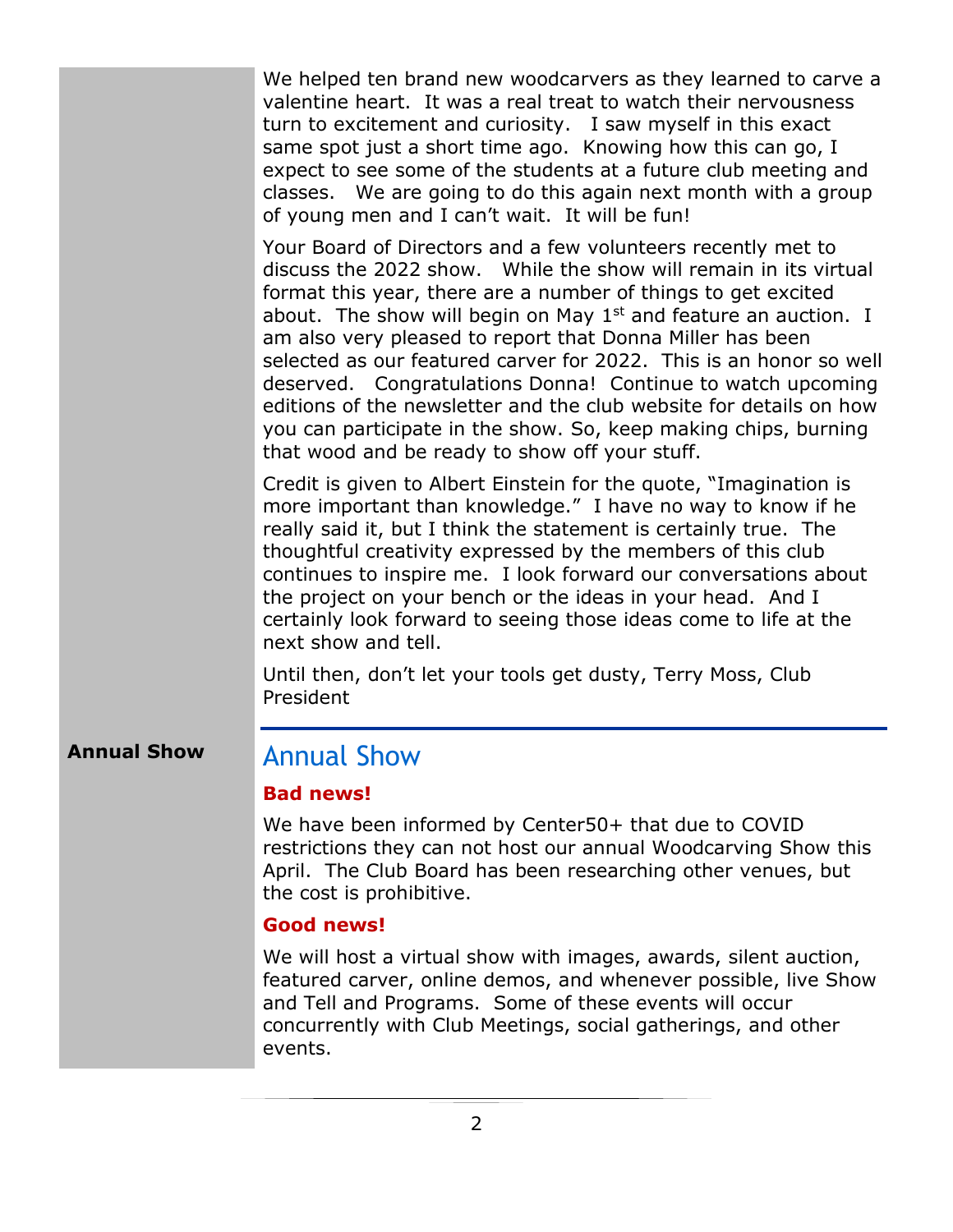We helped ten brand new woodcarvers as they learned to carve a valentine heart. It was a real treat to watch their nervousness turn to excitement and curiosity. I saw myself in this exact same spot just a short time ago. Knowing how this can go, I expect to see some of the students at a future club meeting and classes. We are going to do this again next month with a group of young men and I can't wait. It will be fun!

Your Board of Directors and a few volunteers recently met to discuss the 2022 show. While the show will remain in its virtual format this year, there are a number of things to get excited about. The show will begin on May 1st and feature an auction. I am also very pleased to report that Donna Miller has been selected as our featured carver for 2022. This is an honor so well deserved. Congratulations Donna! Continue to watch upcoming editions of the newsletter and the club website for details on how you can participate in the show. So, keep making chips, burning that wood and be ready to show off your stuff.

Credit is given to Albert Einstein for the quote, "Imagination is more important than knowledge." I have no way to know if he really said it, but I think the statement is certainly true. The thoughtful creativity expressed by the members of this club continues to inspire me. I look forward our conversations about the project on your bench or the ideas in your head. And I certainly look forward to seeing those ideas come to life at the next show and tell.

Until then, don't let your tools get dusty, Terry Moss, Club President

## Annual Show

**Bad news!**

We have been informed by Center50+ that due to COVID restrictions they can not host our annual Woodcarving Show this April. The Club Board has been researching other venues, but the cost is prohibitive.

**Good news!**

We will host a virtual show with images, awards, silent auction, featured carver, online demos, and whenever possible, live Show and Tell and Programs. Some of these events will occur concurrently with Club Meetings, social gatherings, and other events.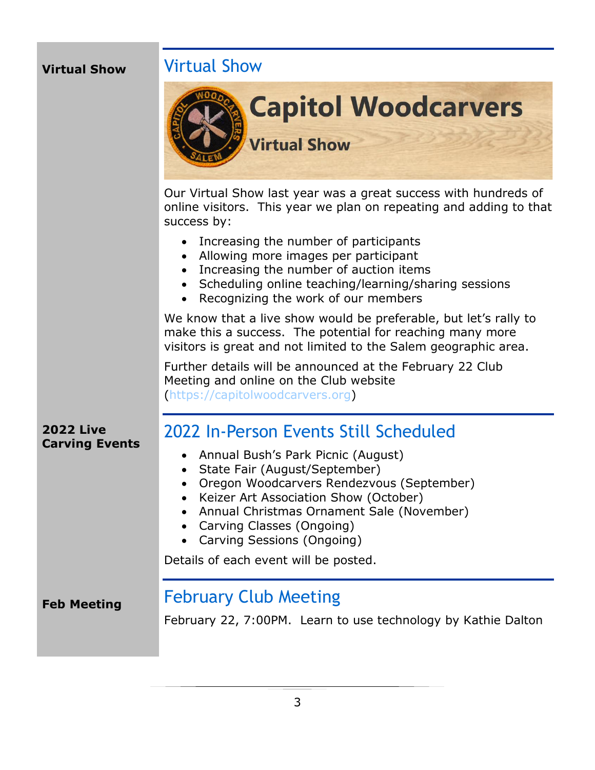**Virtual Show**

## Virtual Show

Capitol Woodcarvers Virtual Show

Our Virtual Show last year was a great success with hundreds of online visitors. This year we plan on repeating and adding to that success by:

- Increasing the number of participants
- Allowing more images per participant
- Increasing the number of auction items
- Scheduling online teaching/learning/sharing sessions
- Recognizing the work of our members

We know that a live show would be preferable, but let's rally to make this a success. The potential for reaching many more visitors is great and not limited to the Salem geographic area.

Further details will be announced at the February 22 Club Meeting and online on the Club website (https://capitolwoodcarvers.org)

**2022 Live Carving Events**

## 2022 In-Person Events Still Scheduled

- Annual Bush's Park Picnic (August)
- State Fair (August/September)
- Oregon Woodcarvers Rendezvous (September)
- Keizer Art Association Show (October)
- Annual Christmas Ornament Sale (November)
- Carving Classes (Ongoing)
- Carving Sessions (Ongoing)

Details of each event will be posted.

**Feb Meeting**

## February Club Meeting

February 22, 7:00PM. Learn to use technology by Kathie Dalton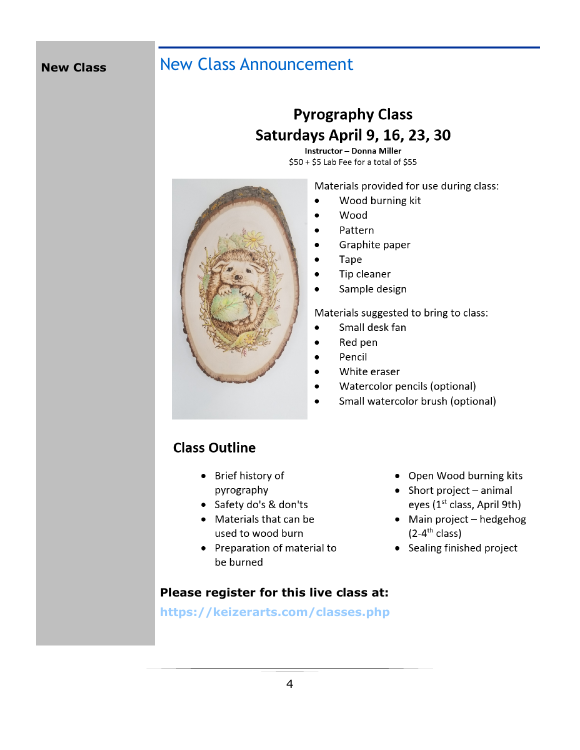**New Class**

## New Class Announcement

### Pyrography Class
### Saturdays April 9, 16, 23, 30

**Instructor – Donna Miller**
$50 + $5 Lab Fee for a total of $55

Materials provided for use during class:

- Wood burning kit
- Wood
- Pattern
- Graphite paper
- Tape
- Tip cleaner
- Sample design

Materials suggested to bring to class:

- Small desk fan
- Red pen
- Pencil
- White eraser
- Watercolor pencils (optional)
- Small watercolor brush (optional)

### Class Outline

- Brief history of pyrography
- Safety do's & don'ts
- Materials that can be used to wood burn
- Preparation of material to be burned
- Open Wood burning kits
- Short project – animal eyes (1st class, April 9th)
- Main project – hedgehog (2-4th class)
- Sealing finished project

**Please register for this live class at:**

**https://keizerarts.com/classes.php**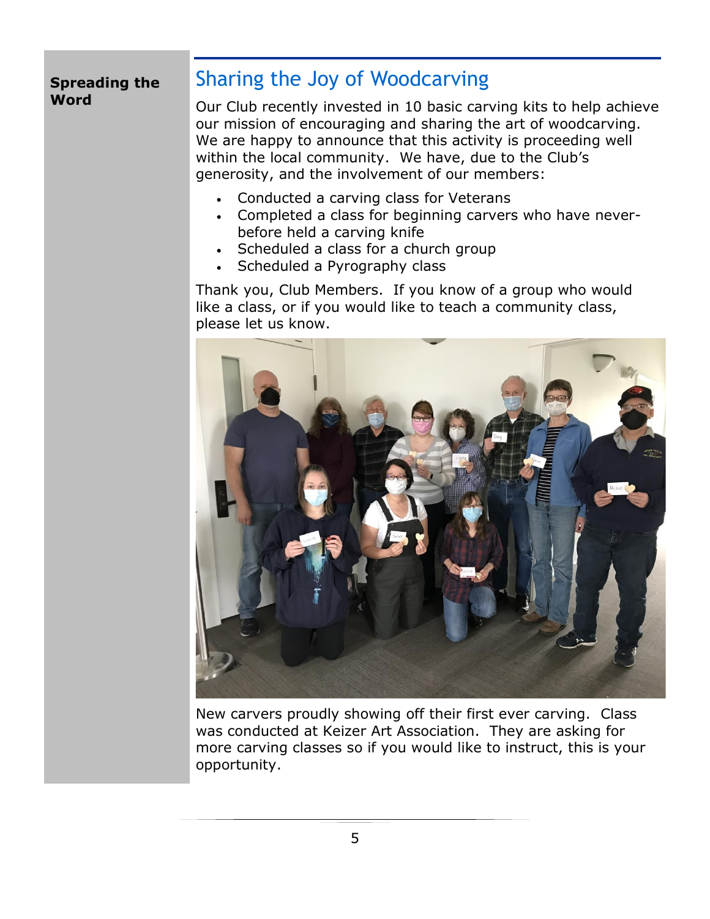**Spreading the Word**

## Sharing the Joy of Woodcarving

Our Club recently invested in 10 basic carving kits to help achieve our mission of encouraging and sharing the art of woodcarving. We are happy to announce that this activity is proceeding well within the local community. We have, due to the Club's generosity, and the involvement of our members:

- Conducted a carving class for Veterans
- Completed a class for beginning carvers who have never-before held a carving knife
- Scheduled a class for a church group
- Scheduled a Pyrography class

Thank you, Club Members. If you know of a group who would like a class, or if you would like to teach a community class, please let us know.

New carvers proudly showing off their first ever carving. Class was conducted at Keizer Art Association. They are asking for more carving classes so if you would like to instruct, this is your opportunity.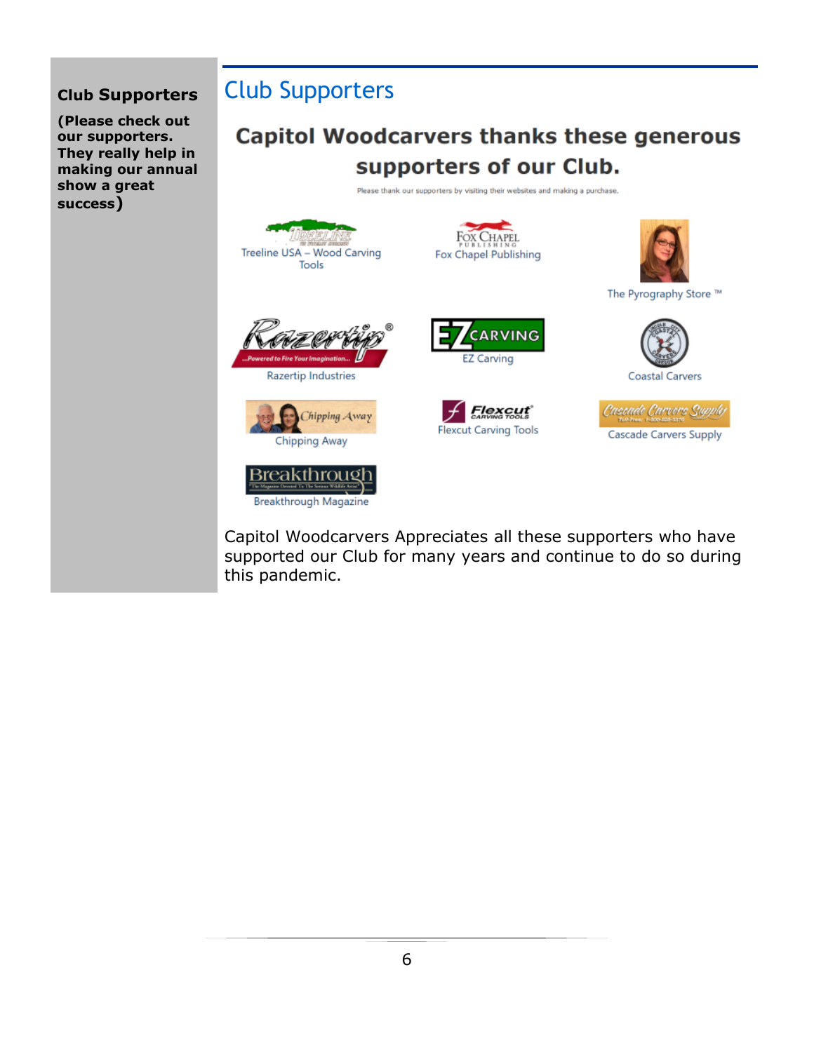**Club Supporters**

**(Please check out our supporters. They really help in making our annual show a great success)**

## Club Supporters

### Capitol Woodcarvers thanks these generous supporters of our Club.

Please thank our supporters by visiting their websites and making a purchase.

Treeline USA – Wood Carving Tools

Fox Chapel Publishing

The Pyrography Store ™

Razertip Industries

EZ Carving

Coastal Carvers

Chipping Away

Flexcut Carving Tools

Cascade Carvers Supply

Breakthrough Magazine

Capitol Woodcarvers Appreciates all these supporters who have supported our Club for many years and continue to do so during this pandemic.